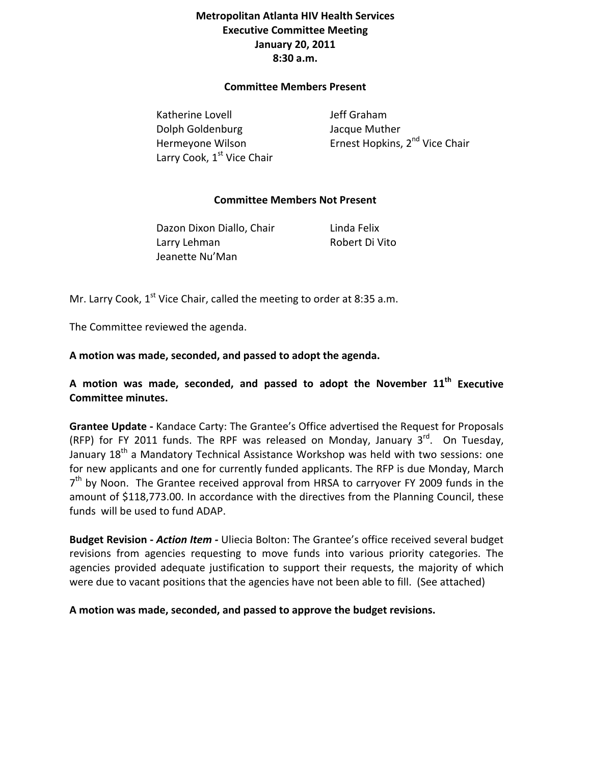# Metropolitan Atlanta HIV Health Services
## Executive Committee Meeting
## January 20, 2011
## 8:30 a.m.

### Committee Members Present

Katherine Lovell
Dolph Goldenburg
Hermeyone Wilson
Larry Cook, 1st Vice Chair
Jeff Graham
Jacque Muther
Ernest Hopkins, 2nd Vice Chair

### Committee Members Not Present

Dazon Dixon Diallo, Chair
Larry Lehman
Jeanette Nu'Man
Linda Felix
Robert Di Vito

Mr. Larry Cook, 1st Vice Chair, called the meeting to order at 8:35 a.m.

The Committee reviewed the agenda.

**A motion was made, seconded, and passed to adopt the agenda.**

**A motion was made, seconded, and passed to adopt the November 11th Executive Committee minutes.**

**Grantee Update -** Kandace Carty: The Grantee's Office advertised the Request for Proposals (RFP) for FY 2011 funds. The RPF was released on Monday, January 3rd. On Tuesday, January 18th a Mandatory Technical Assistance Workshop was held with two sessions: one for new applicants and one for currently funded applicants. The RFP is due Monday, March 7th by Noon. The Grantee received approval from HRSA to carryover FY 2009 funds in the amount of $118,773.00. In accordance with the directives from the Planning Council, these funds will be used to fund ADAP.

**Budget Revision -** ***Action Item -*** Uliecia Bolton: The Grantee's office received several budget revisions from agencies requesting to move funds into various priority categories. The agencies provided adequate justification to support their requests, the majority of which were due to vacant positions that the agencies have not been able to fill. (See attached)

**A motion was made, seconded, and passed to approve the budget revisions.**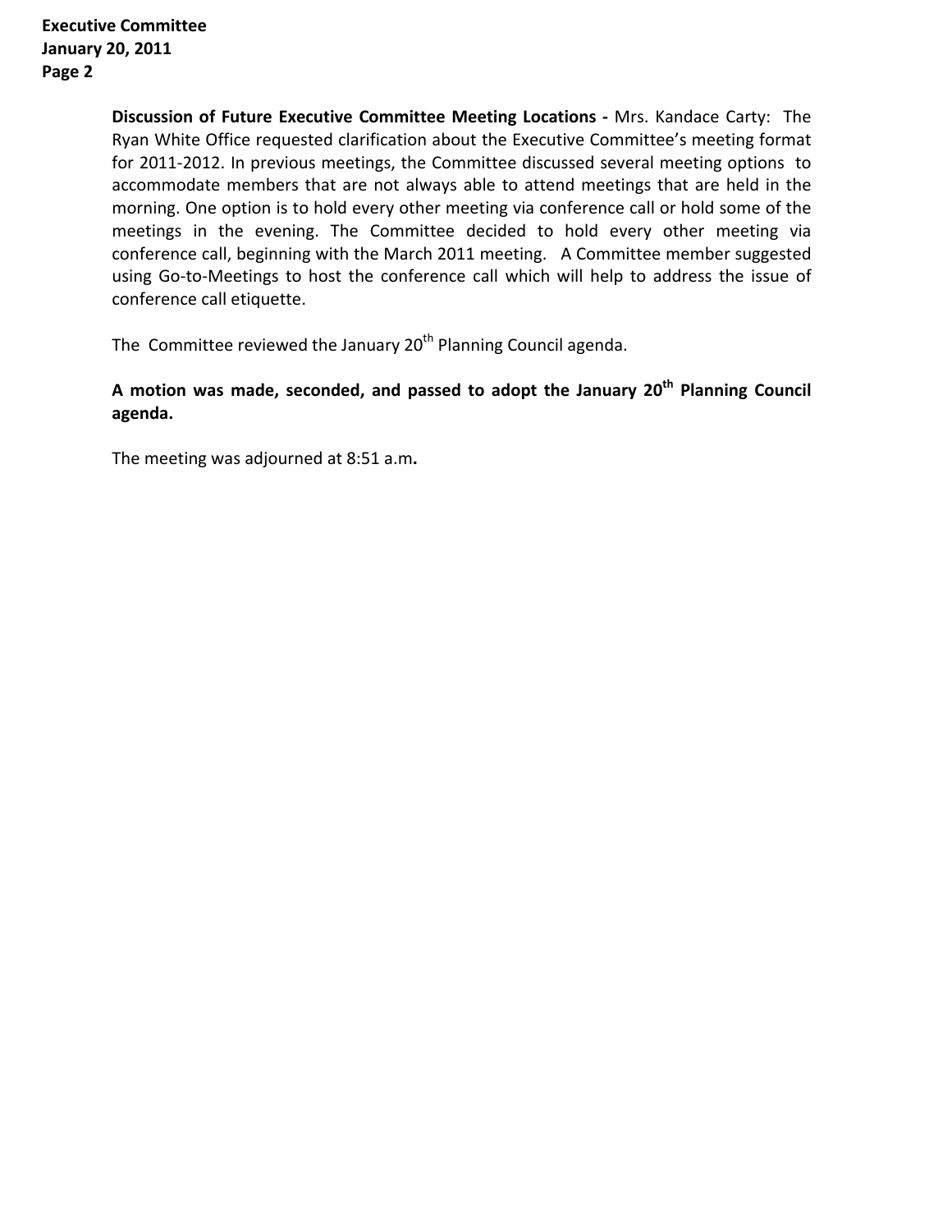**Discussion of Future Executive Committee Meeting Locations -** Mrs. Kandace Carty: The Ryan White Office requested clarification about the Executive Committee's meeting format for 2011-2012. In previous meetings, the Committee discussed several meeting options to accommodate members that are not always able to attend meetings that are held in the morning. One option is to hold every other meeting via conference call or hold some of the meetings in the evening. The Committee decided to hold every other meeting via conference call, beginning with the March 2011 meeting. A Committee member suggested using Go-to-Meetings to host the conference call which will help to address the issue of conference call etiquette.

The Committee reviewed the January 20th Planning Council agenda.

**A motion was made, seconded, and passed to adopt the January 20th Planning Council agenda.**

The meeting was adjourned at 8:51 a.m.